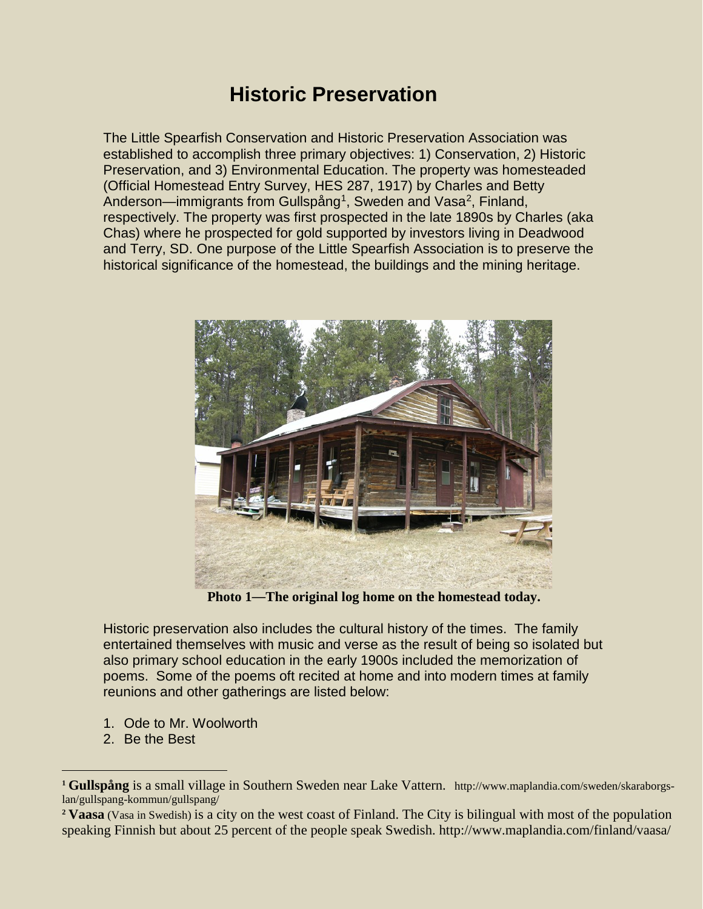# Historic Preservation

The Little Spearfish Conservation and Historic Preservation Association was established to accomplish three primary objectives: 1) Conservation, 2) Historic Preservation, and 3) Environmental Education. The property was homesteaded (Official Homestead Entry Survey, HES 287, 1917) by Charles and Betty Anderson—immigrants from Gullspång[1], Sweden and Vasa[2], Finland, respectively. The property was first prospected in the late 1890s by Charles (aka Chas) where he prospected for gold supported by investors living in Deadwood and Terry, SD. One purpose of the Little Spearfish Association is to preserve the historical significance of the homestead, the buildings and the mining heritage.

**Photo 1—The original log home on the homestead today.**

Historic preservation also includes the cultural history of the times. The family entertained themselves with music and verse as the result of being so isolated but also primary school education in the early 1900s included the memorization of poems. Some of the poems oft recited at home and into modern times at family reunions and other gatherings are listed below:

1. Ode to Mr. Woolworth
2. Be the Best

---

[1] **Gullspång** is a small village in Southern Sweden near Lake Vattern. http://www.maplandia.com/sweden/skaraborgs-lan/gullspang-kommun/gullspang/

[2] **Vaasa** (Vasa in Swedish) is a city on the west coast of Finland. The City is bilingual with most of the population speaking Finnish but about 25 percent of the people speak Swedish. http://www.maplandia.com/finland/vaasa/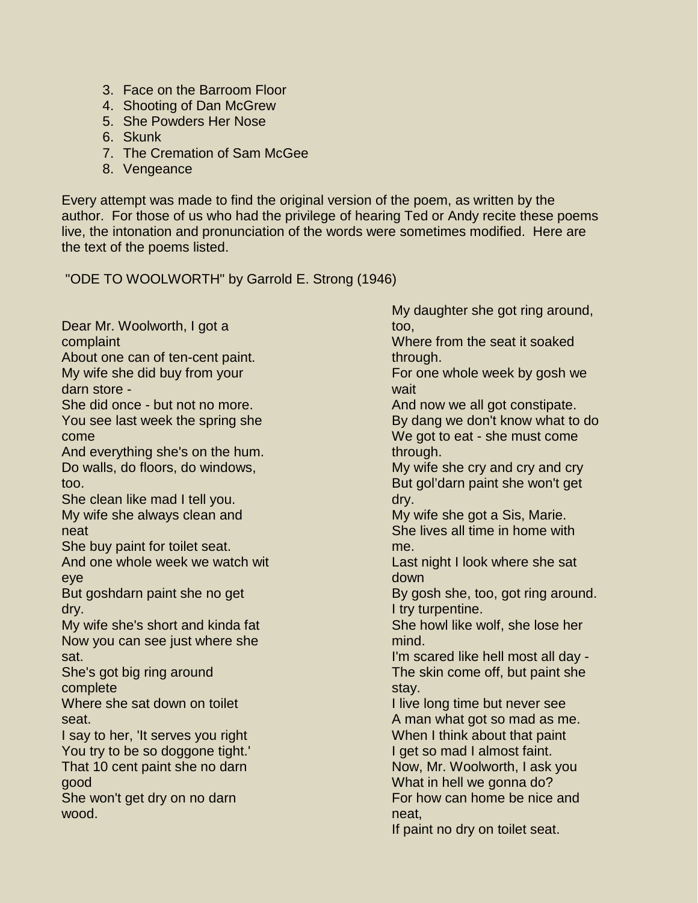3. Face on the Barroom Floor
4. Shooting of Dan McGrew
5. She Powders Her Nose
6. Skunk
7. The Cremation of Sam McGee
8. Vengeance

Every attempt was made to find the original version of the poem, as written by the author. For those of us who had the privilege of hearing Ted or Andy recite these poems live, the intonation and pronunciation of the words were sometimes modified. Here are the text of the poems listed.

"ODE TO WOOLWORTH" by Garrold E. Strong (1946)

Dear Mr. Woolworth, I got a complaint
About one can of ten-cent paint.
My wife she did buy from your darn store -
She did once - but not no more.
You see last week the spring she come
And everything she's on the hum.
Do walls, do floors, do windows, too.
She clean like mad I tell you.
My wife she always clean and neat
She buy paint for toilet seat.
And one whole week we watch wit eye
But goshdarn paint she no get dry.
My wife she's short and kinda fat
Now you can see just where she sat.
She's got big ring around complete
Where she sat down on toilet seat.
I say to her, 'It serves you right
You try to be so doggone tight.'
That 10 cent paint she no darn good
She won't get dry on no darn wood.
My daughter she got ring around, too,
Where from the seat it soaked through.
For one whole week by gosh we wait
And now we all got constipate.
By dang we don't know what to do
We got to eat - she must come through.
My wife she cry and cry and cry
But gol'darn paint she won't get dry.
My wife she got a Sis, Marie.
She lives all time in home with me.
Last night I look where she sat down
By gosh she, too, got ring around.
I try turpentine.
She howl like wolf, she lose her mind.
I'm scared like hell most all day -
The skin come off, but paint she stay.
I live long time but never see
A man what got so mad as me.
When I think about that paint
I get so mad I almost faint.
Now, Mr. Woolworth, I ask you
What in hell we gonna do?
For how can home be nice and neat,
If paint no dry on toilet seat.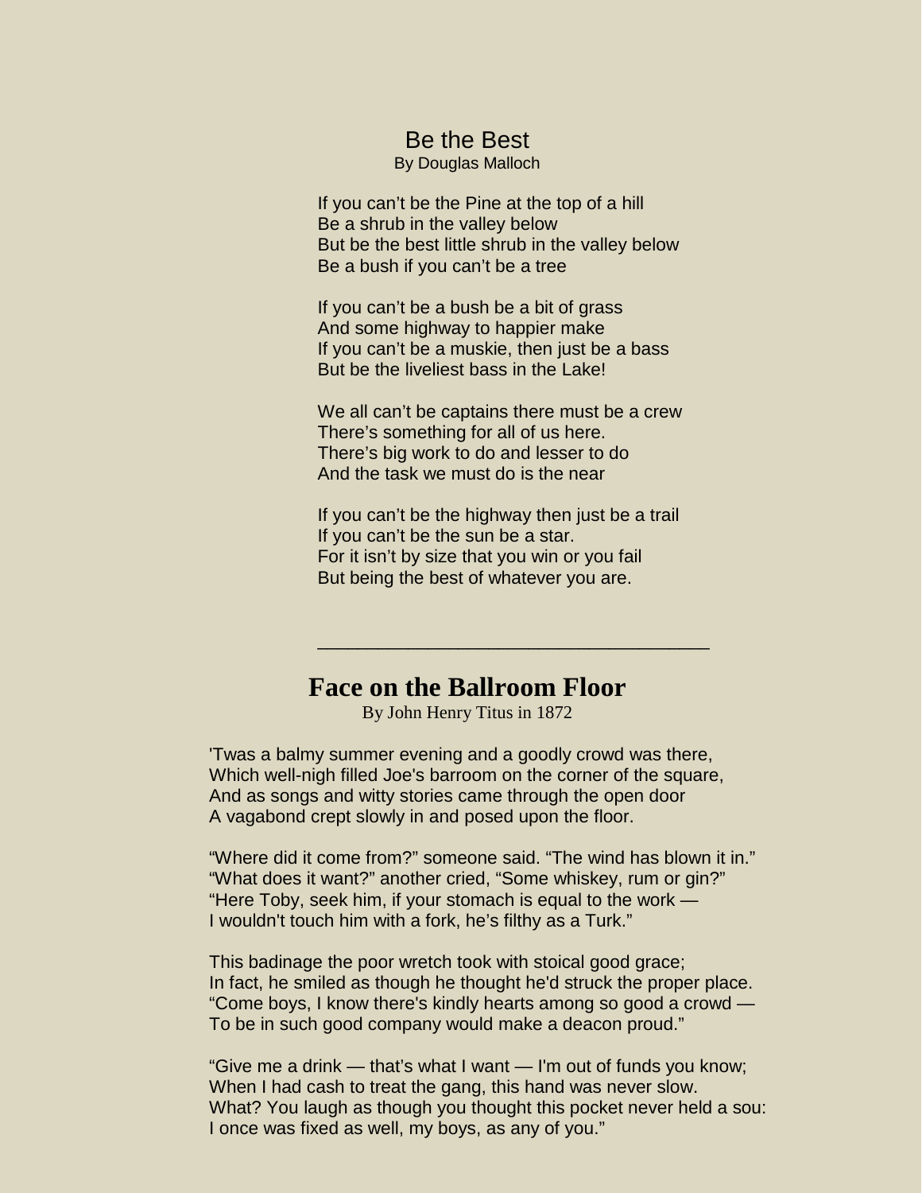## Be the Best

By Douglas Malloch

If you can’t be the Pine at the top of a hill
Be a shrub in the valley below
But be the best little shrub in the valley below
Be a bush if you can’t be a tree

If you can’t be a bush be a bit of grass
And some highway to happier make
If you can’t be a muskie, then just be a bass
But be the liveliest bass in the Lake!

We all can’t be captains there must be a crew
There’s something for all of us here.
There’s big work to do and lesser to do
And the task we must do is the near

If you can’t be the highway then just be a trail
If you can’t be the sun be a star.
For it isn’t by size that you win or you fail
But being the best of whatever you are.

---

## Face on the Ballroom Floor

By John Henry Titus in 1872

'Twas a balmy summer evening and a goodly crowd was there,
Which well-nigh filled Joe's barroom on the corner of the square,
And as songs and witty stories came through the open door
A vagabond crept slowly in and posed upon the floor.

“Where did it come from?” someone said. “The wind has blown it in.”
“What does it want?” another cried, “Some whiskey, rum or gin?”
“Here Toby, seek him, if your stomach is equal to the work —
I wouldn't touch him with a fork, he’s filthy as a Turk.”

This badinage the poor wretch took with stoical good grace;
In fact, he smiled as though he thought he'd struck the proper place.
“Come boys, I know there's kindly hearts among so good a crowd —
To be in such good company would make a deacon proud.”

“Give me a drink — that’s what I want — I'm out of funds you know;
When I had cash to treat the gang, this hand was never slow.
What? You laugh as though you thought this pocket never held a sou:
I once was fixed as well, my boys, as any of you.”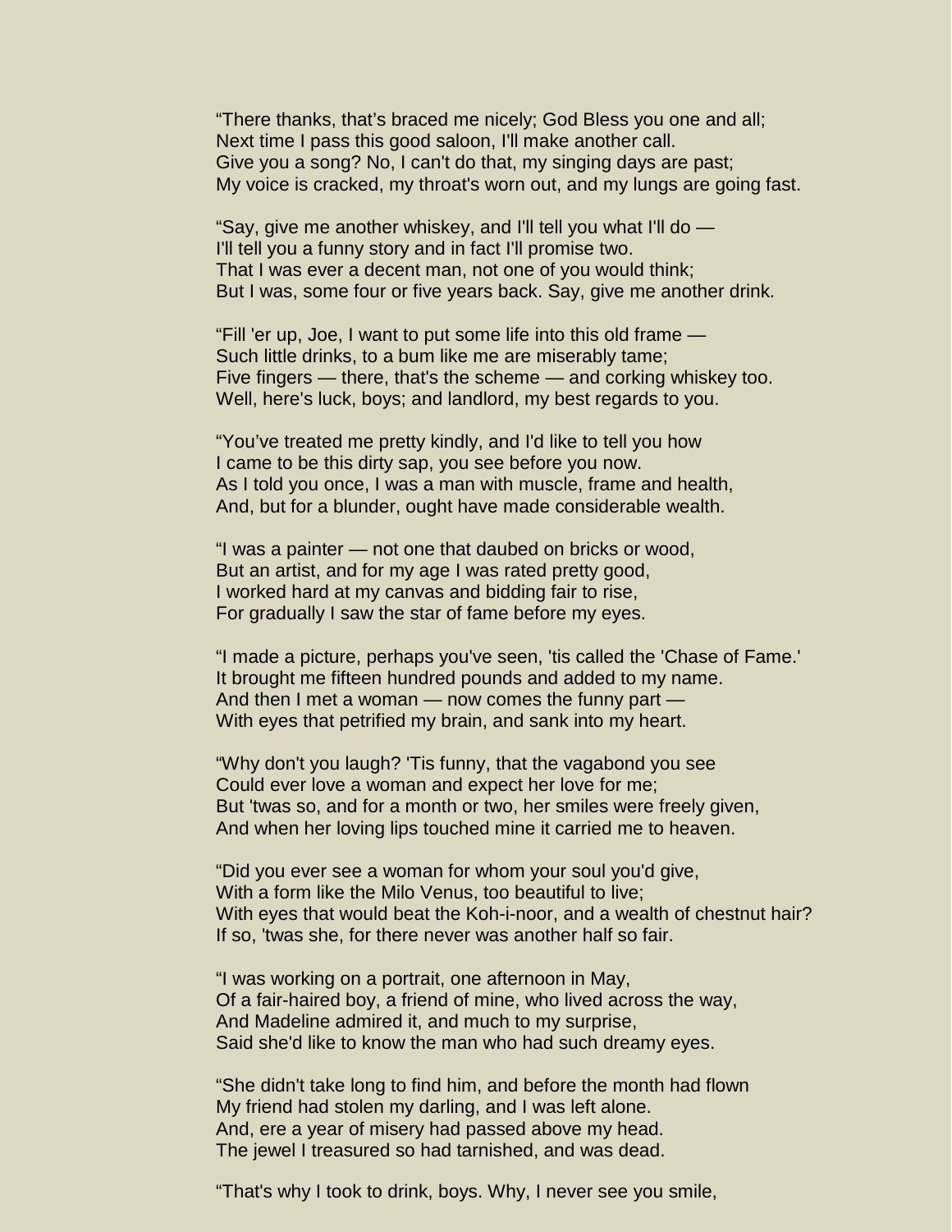“There thanks, that’s braced me nicely; God Bless you one and all;
Next time I pass this good saloon, I'll make another call.
Give you a song? No, I can't do that, my singing days are past;
My voice is cracked, my throat's worn out, and my lungs are going fast.

“Say, give me another whiskey, and I'll tell you what I'll do —
I'll tell you a funny story and in fact I'll promise two.
That I was ever a decent man, not one of you would think;
But I was, some four or five years back. Say, give me another drink.

“Fill 'er up, Joe, I want to put some life into this old frame —
Such little drinks, to a bum like me are miserably tame;
Five fingers — there, that's the scheme — and corking whiskey too.
Well, here's luck, boys; and landlord, my best regards to you.

“You’ve treated me pretty kindly, and I'd like to tell you how
I came to be this dirty sap, you see before you now.
As I told you once, I was a man with muscle, frame and health,
And, but for a blunder, ought have made considerable wealth.

“I was a painter — not one that daubed on bricks or wood,
But an artist, and for my age I was rated pretty good,
I worked hard at my canvas and bidding fair to rise,
For gradually I saw the star of fame before my eyes.

“I made a picture, perhaps you've seen, 'tis called the 'Chase of Fame.'
It brought me fifteen hundred pounds and added to my name.
And then I met a woman — now comes the funny part —
With eyes that petrified my brain, and sank into my heart.

“Why don't you laugh? 'Tis funny, that the vagabond you see
Could ever love a woman and expect her love for me;
But 'twas so, and for a month or two, her smiles were freely given,
And when her loving lips touched mine it carried me to heaven.

“Did you ever see a woman for whom your soul you'd give,
With a form like the Milo Venus, too beautiful to live;
With eyes that would beat the Koh-i-noor, and a wealth of chestnut hair?
If so, 'twas she, for there never was another half so fair.

“I was working on a portrait, one afternoon in May,
Of a fair-haired boy, a friend of mine, who lived across the way,
And Madeline admired it, and much to my surprise,
Said she'd like to know the man who had such dreamy eyes.

“She didn't take long to find him, and before the month had flown
My friend had stolen my darling, and I was left alone.
And, ere a year of misery had passed above my head.
The jewel I treasured so had tarnished, and was dead.

“That's why I took to drink, boys. Why, I never see you smile,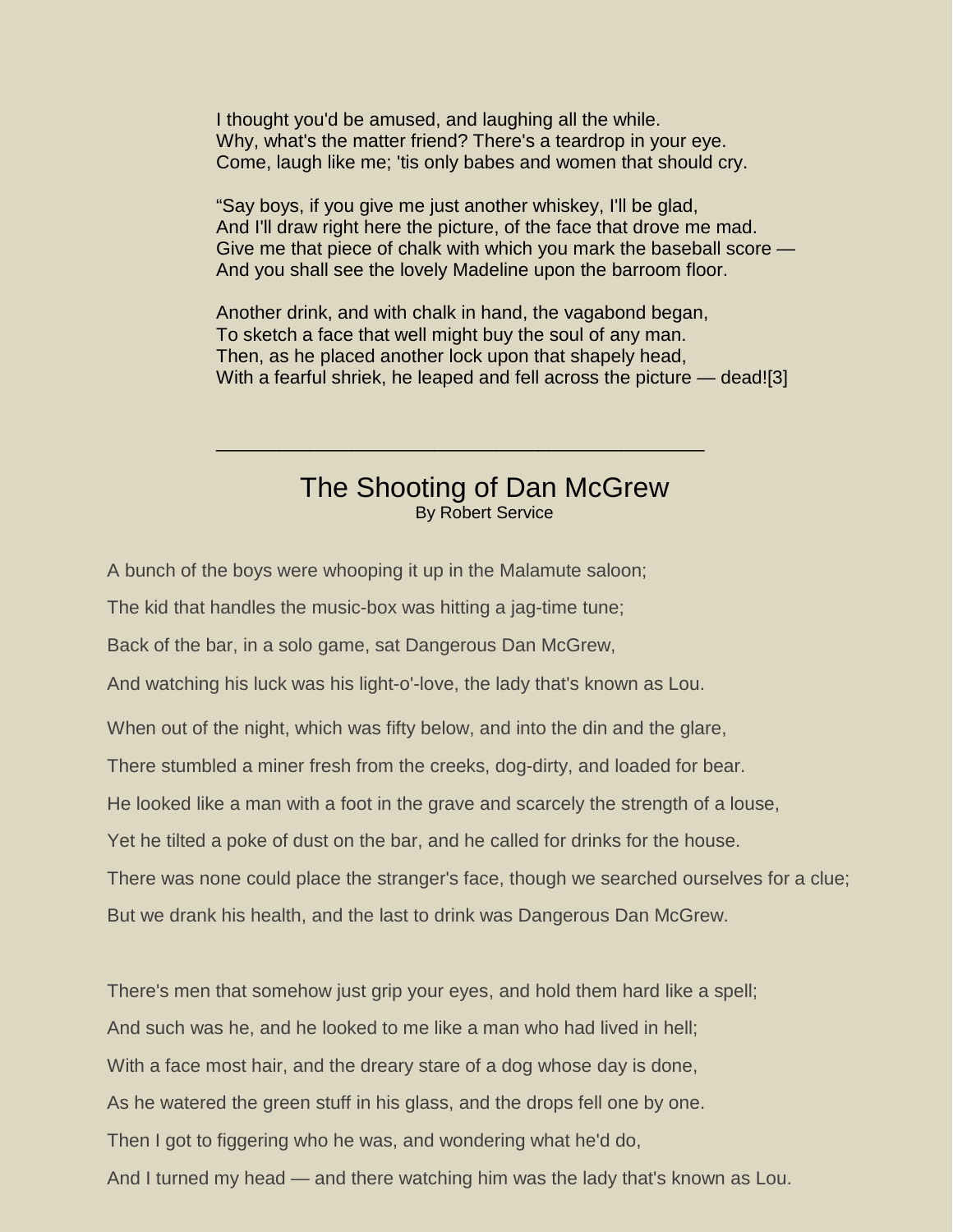I thought you'd be amused, and laughing all the while.
Why, what's the matter friend? There's a teardrop in your eye.
Come, laugh like me; 'tis only babes and women that should cry.

“Say boys, if you give me just another whiskey, I'll be glad,
And I'll draw right here the picture, of the face that drove me mad.
Give me that piece of chalk with which you mark the baseball score —
And you shall see the lovely Madeline upon the barroom floor.

Another drink, and with chalk in hand, the vagabond began,
To sketch a face that well might buy the soul of any man.
Then, as he placed another lock upon that shapely head,
With a fearful shriek, he leaped and fell across the picture — dead![3]

---

## The Shooting of Dan McGrew

By Robert Service

A bunch of the boys were whooping it up in the Malamute saloon;

The kid that handles the music-box was hitting a jag-time tune;

Back of the bar, in a solo game, sat Dangerous Dan McGrew,

And watching his luck was his light-o'-love, the lady that's known as Lou.

When out of the night, which was fifty below, and into the din and the glare,

There stumbled a miner fresh from the creeks, dog-dirty, and loaded for bear.

He looked like a man with a foot in the grave and scarcely the strength of a louse,

Yet he tilted a poke of dust on the bar, and he called for drinks for the house.

There was none could place the stranger's face, though we searched ourselves for a clue;

But we drank his health, and the last to drink was Dangerous Dan McGrew.

There's men that somehow just grip your eyes, and hold them hard like a spell;

And such was he, and he looked to me like a man who had lived in hell;

With a face most hair, and the dreary stare of a dog whose day is done,

As he watered the green stuff in his glass, and the drops fell one by one.

Then I got to figgering who he was, and wondering what he'd do,

And I turned my head — and there watching him was the lady that's known as Lou.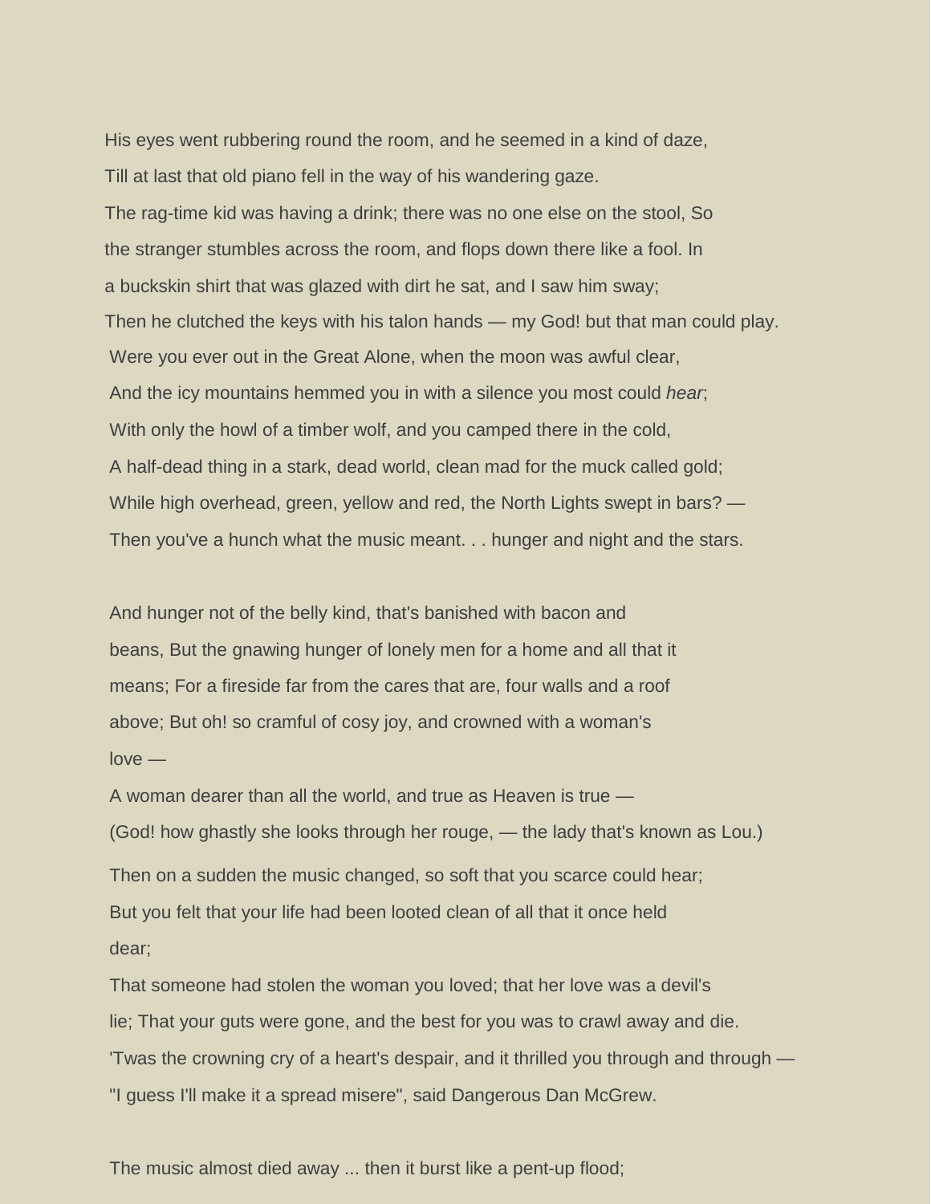His eyes went rubbering round the room, and he seemed in a kind of daze,

Till at last that old piano fell in the way of his wandering gaze.

The rag-time kid was having a drink; there was no one else on the stool, So

the stranger stumbles across the room, and flops down there like a fool. In

a buckskin shirt that was glazed with dirt he sat, and I saw him sway;

Then he clutched the keys with his talon hands — my God! but that man could play.

Were you ever out in the Great Alone, when the moon was awful clear,

And the icy mountains hemmed you in with a silence you most could *hear*;

With only the howl of a timber wolf, and you camped there in the cold,

A half-dead thing in a stark, dead world, clean mad for the muck called gold;

While high overhead, green, yellow and red, the North Lights swept in bars? —

Then you've a hunch what the music meant. . . hunger and night and the stars.

And hunger not of the belly kind, that's banished with bacon and

beans, But the gnawing hunger of lonely men for a home and all that it

means; For a fireside far from the cares that are, four walls and a roof

above; But oh! so cramful of cosy joy, and crowned with a woman's

love —

A woman dearer than all the world, and true as Heaven is true —

(God! how ghastly she looks through her rouge, — the lady that's known as Lou.)

Then on a sudden the music changed, so soft that you scarce could hear;

But you felt that your life had been looted clean of all that it once held

dear;

That someone had stolen the woman you loved; that her love was a devil's

lie; That your guts were gone, and the best for you was to crawl away and die.

'Twas the crowning cry of a heart's despair, and it thrilled you through and through —

"I guess I'll make it a spread misere", said Dangerous Dan McGrew.

The music almost died away ... then it burst like a pent-up flood;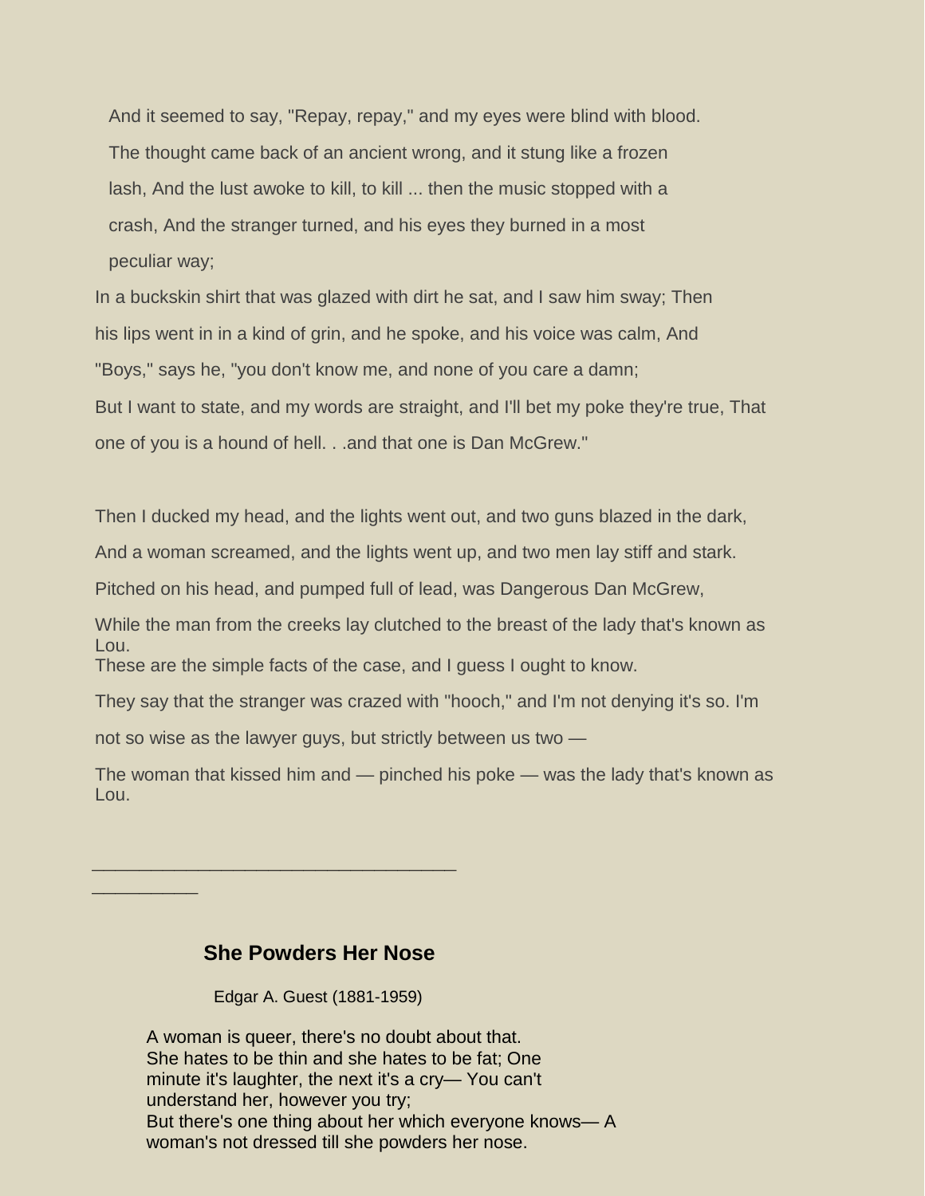And it seemed to say, "Repay, repay," and my eyes were blind with blood.

The thought came back of an ancient wrong, and it stung like a frozen lash, And the lust awoke to kill, to kill ... then the music stopped with a crash, And the stranger turned, and his eyes they burned in a most peculiar way;

In a buckskin shirt that was glazed with dirt he sat, and I saw him sway; Then his lips went in in a kind of grin, and he spoke, and his voice was calm, And "Boys," says he, "you don't know me, and none of you care a damn;

But I want to state, and my words are straight, and I'll bet my poke they're true, That one of you is a hound of hell. . .and that one is Dan McGrew."

Then I ducked my head, and the lights went out, and two guns blazed in the dark,

And a woman screamed, and the lights went up, and two men lay stiff and stark.

Pitched on his head, and pumped full of lead, was Dangerous Dan McGrew,

While the man from the creeks lay clutched to the breast of the lady that's known as Lou.

These are the simple facts of the case, and I guess I ought to know.

They say that the stranger was crazed with "hooch," and I'm not denying it's so. I'm not so wise as the lawyer guys, but strictly between us two —

The woman that kissed him and — pinched his poke — was the lady that's known as Lou.

---

## She Powders Her Nose

Edgar A. Guest (1881-1959)

A woman is queer, there's no doubt about that.
She hates to be thin and she hates to be fat; One minute it's laughter, the next it's a cry— You can't understand her, however you try;
But there's one thing about her which everyone knows— A woman's not dressed till she powders her nose.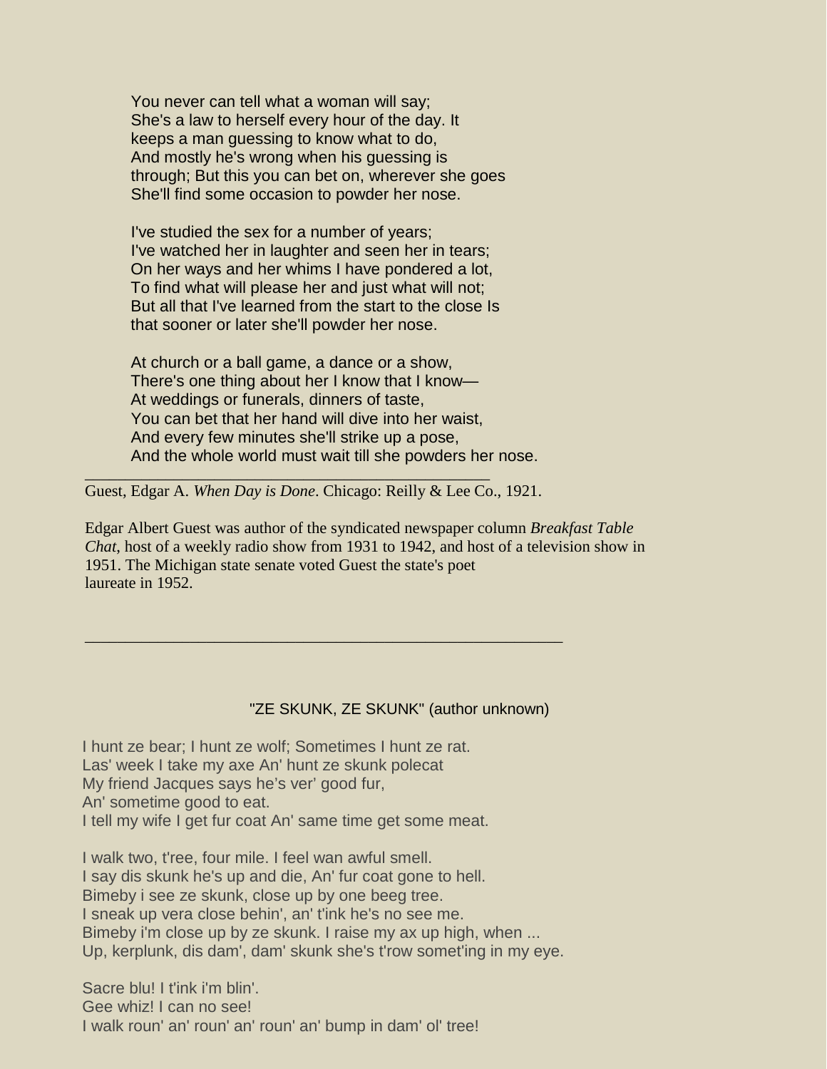You never can tell what a woman will say;
She's a law to herself every hour of the day. It
keeps a man guessing to know what to do,
And mostly he's wrong when his guessing is
through; But this you can bet on, wherever she goes
She'll find some occasion to powder her nose.

I've studied the sex for a number of years;
I've watched her in laughter and seen her in tears;
On her ways and her whims I have pondered a lot,
To find what will please her and just what will not;
But all that I've learned from the start to the close Is
that sooner or later she'll powder her nose.

At church or a ball game, a dance or a show,
There's one thing about her I know that I know—
At weddings or funerals, dinners of taste,
You can bet that her hand will dive into her waist,
And every few minutes she'll strike up a pose,
And the whole world must wait till she powders her nose.

---

Guest, Edgar A. *When Day is Done*. Chicago: Reilly & Lee Co., 1921.

Edgar Albert Guest was author of the syndicated newspaper column *Breakfast Table Chat*, host of a weekly radio show from 1931 to 1942, and host of a television show in 1951. The Michigan state senate voted Guest the state's poet laureate in 1952.

---

"ZE SKUNK, ZE SKUNK" (author unknown)

I hunt ze bear; I hunt ze wolf; Sometimes I hunt ze rat.
Las' week I take my axe An' hunt ze skunk polecat
My friend Jacques says he's ver' good fur,
An' sometime good to eat.
I tell my wife I get fur coat An' same time get some meat.

I walk two, t'ree, four mile. I feel wan awful smell.
I say dis skunk he's up and die, An' fur coat gone to hell.
Bimeby i see ze skunk, close up by one beeg tree.
I sneak up vera close behin', an' t'ink he's no see me.
Bimeby i'm close up by ze skunk. I raise my ax up high, when ...
Up, kerplunk, dis dam', dam' skunk she's t'row somet'ing in my eye.

Sacre blu! I t'ink i'm blin'.
Gee whiz! I can no see!
I walk roun' an' roun' an' roun' an' bump in dam' ol' tree!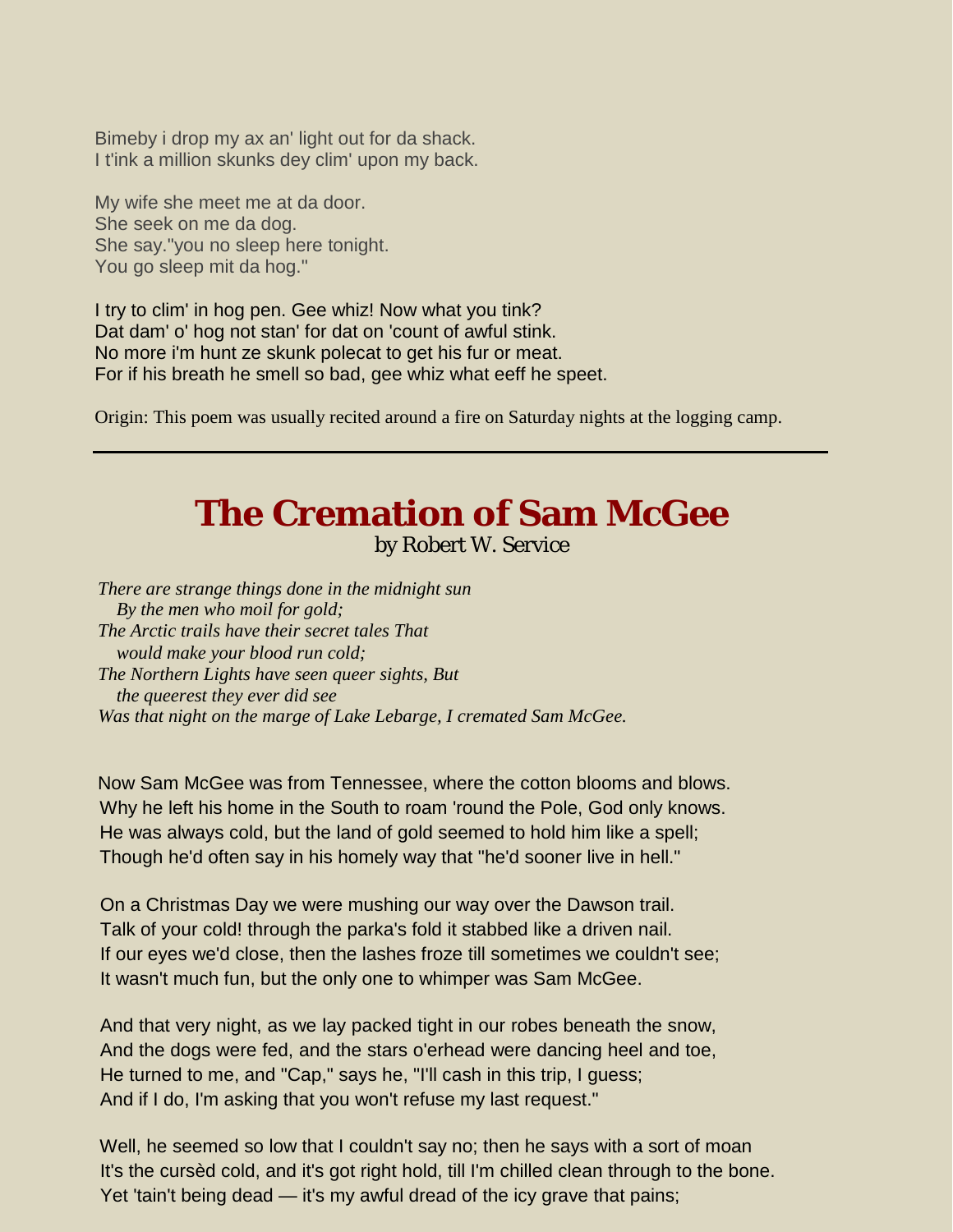Bimeby i drop my ax an' light out for da shack.
I t'ink a million skunks dey clim' upon my back.

My wife she meet me at da door.
She seek on me da dog.
She say."you no sleep here tonight.
You go sleep mit da hog."

I try to clim' in hog pen. Gee whiz! Now what you tink?
Dat dam' o' hog not stan' for dat on 'count of awful stink.
No more i'm hunt ze skunk polecat to get his fur or meat.
For if his breath he smell so bad, gee whiz what eeff he speet.

Origin: This poem was usually recited around a fire on Saturday nights at the logging camp.

---

# The Cremation of Sam McGee

by Robert W. Service

*There are strange things done in the midnight sun*
*By the men who moil for gold;*
*The Arctic trails have their secret tales That*
*would make your blood run cold;*
*The Northern Lights have seen queer sights, But*
*the queerest they ever did see*
*Was that night on the marge of Lake Lebarge, I cremated Sam McGee.*

Now Sam McGee was from Tennessee, where the cotton blooms and blows.
Why he left his home in the South to roam 'round the Pole, God only knows.
He was always cold, but the land of gold seemed to hold him like a spell;
Though he'd often say in his homely way that "he'd sooner live in hell."

On a Christmas Day we were mushing our way over the Dawson trail.
Talk of your cold! through the parka's fold it stabbed like a driven nail.
If our eyes we'd close, then the lashes froze till sometimes we couldn't see;
It wasn't much fun, but the only one to whimper was Sam McGee.

And that very night, as we lay packed tight in our robes beneath the snow,
And the dogs were fed, and the stars o'erhead were dancing heel and toe,
He turned to me, and "Cap," says he, "I'll cash in this trip, I guess;
And if I do, I'm asking that you won't refuse my last request."

Well, he seemed so low that I couldn't say no; then he says with a sort of moan
It's the cursèd cold, and it's got right hold, till I'm chilled clean through to the bone.
Yet 'tain't being dead — it's my awful dread of the icy grave that pains;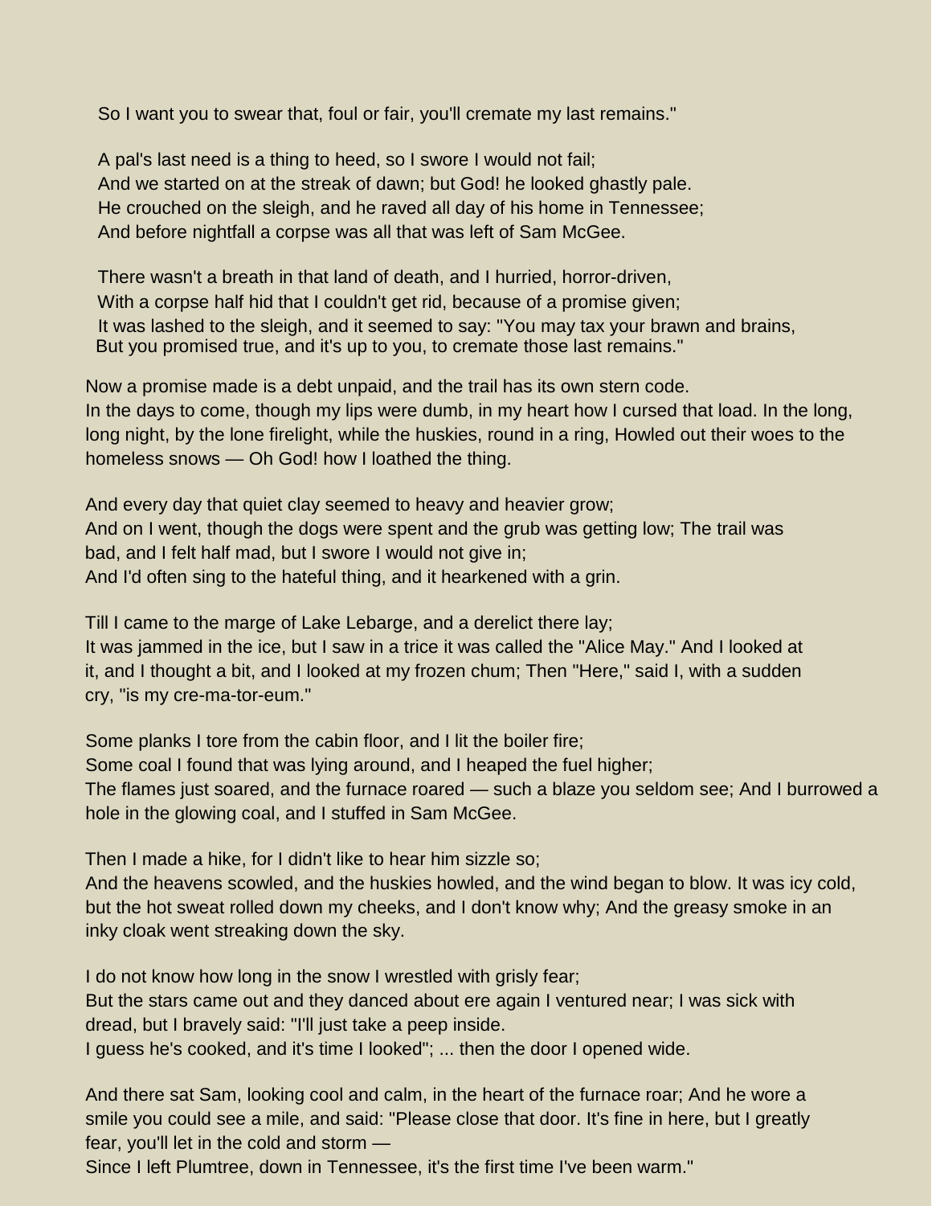So I want you to swear that, foul or fair, you'll cremate my last remains."

A pal's last need is a thing to heed, so I swore I would not fail;
And we started on at the streak of dawn; but God! he looked ghastly pale.
He crouched on the sleigh, and he raved all day of his home in Tennessee;
And before nightfall a corpse was all that was left of Sam McGee.

There wasn't a breath in that land of death, and I hurried, horror-driven,
With a corpse half hid that I couldn't get rid, because of a promise given;
It was lashed to the sleigh, and it seemed to say: "You may tax your brawn and brains,
But you promised true, and it's up to you, to cremate those last remains."

Now a promise made is a debt unpaid, and the trail has its own stern code.
In the days to come, though my lips were dumb, in my heart how I cursed that load. In the long, long night, by the lone firelight, while the huskies, round in a ring, Howled out their woes to the homeless snows — Oh God! how I loathed the thing.

And every day that quiet clay seemed to heavy and heavier grow;
And on I went, though the dogs were spent and the grub was getting low; The trail was bad, and I felt half mad, but I swore I would not give in;
And I'd often sing to the hateful thing, and it hearkened with a grin.

Till I came to the marge of Lake Lebarge, and a derelict there lay;
It was jammed in the ice, but I saw in a trice it was called the "Alice May." And I looked at it, and I thought a bit, and I looked at my frozen chum; Then "Here," said I, with a sudden cry, "is my cre-ma-tor-eum."

Some planks I tore from the cabin floor, and I lit the boiler fire;
Some coal I found that was lying around, and I heaped the fuel higher;
The flames just soared, and the furnace roared — such a blaze you seldom see; And I burrowed a hole in the glowing coal, and I stuffed in Sam McGee.

Then I made a hike, for I didn't like to hear him sizzle so;
And the heavens scowled, and the huskies howled, and the wind began to blow. It was icy cold, but the hot sweat rolled down my cheeks, and I don't know why; And the greasy smoke in an inky cloak went streaking down the sky.

I do not know how long in the snow I wrestled with grisly fear;
But the stars came out and they danced about ere again I ventured near; I was sick with dread, but I bravely said: "I'll just take a peep inside.
I guess he's cooked, and it's time I looked"; ... then the door I opened wide.

And there sat Sam, looking cool and calm, in the heart of the furnace roar; And he wore a smile you could see a mile, and said: "Please close that door. It's fine in here, but I greatly fear, you'll let in the cold and storm —
Since I left Plumtree, down in Tennessee, it's the first time I've been warm."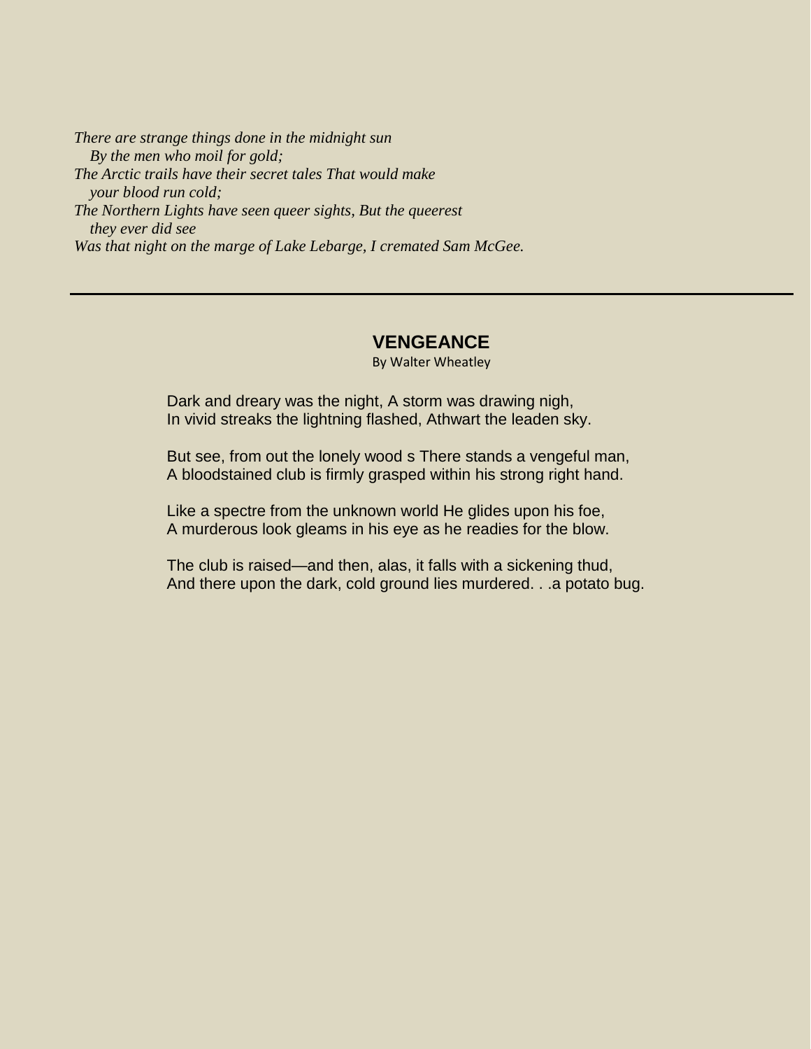*There are strange things done in the midnight sun*
*By the men who moil for gold;*
*The Arctic trails have their secret tales That would make*
*your blood run cold;*
*The Northern Lights have seen queer sights, But the queerest*
*they ever did see*
*Was that night on the marge of Lake Lebarge, I cremated Sam McGee.*

---

## VENGEANCE

By Walter Wheatley

Dark and dreary was the night, A storm was drawing nigh,
In vivid streaks the lightning flashed, Athwart the leaden sky.

But see, from out the lonely wood s There stands a vengeful man,
A bloodstained club is firmly grasped within his strong right hand.

Like a spectre from the unknown world He glides upon his foe,
A murderous look gleams in his eye as he readies for the blow.

The club is raised—and then, alas, it falls with a sickening thud,
And there upon the dark, cold ground lies murdered. . .a potato bug.